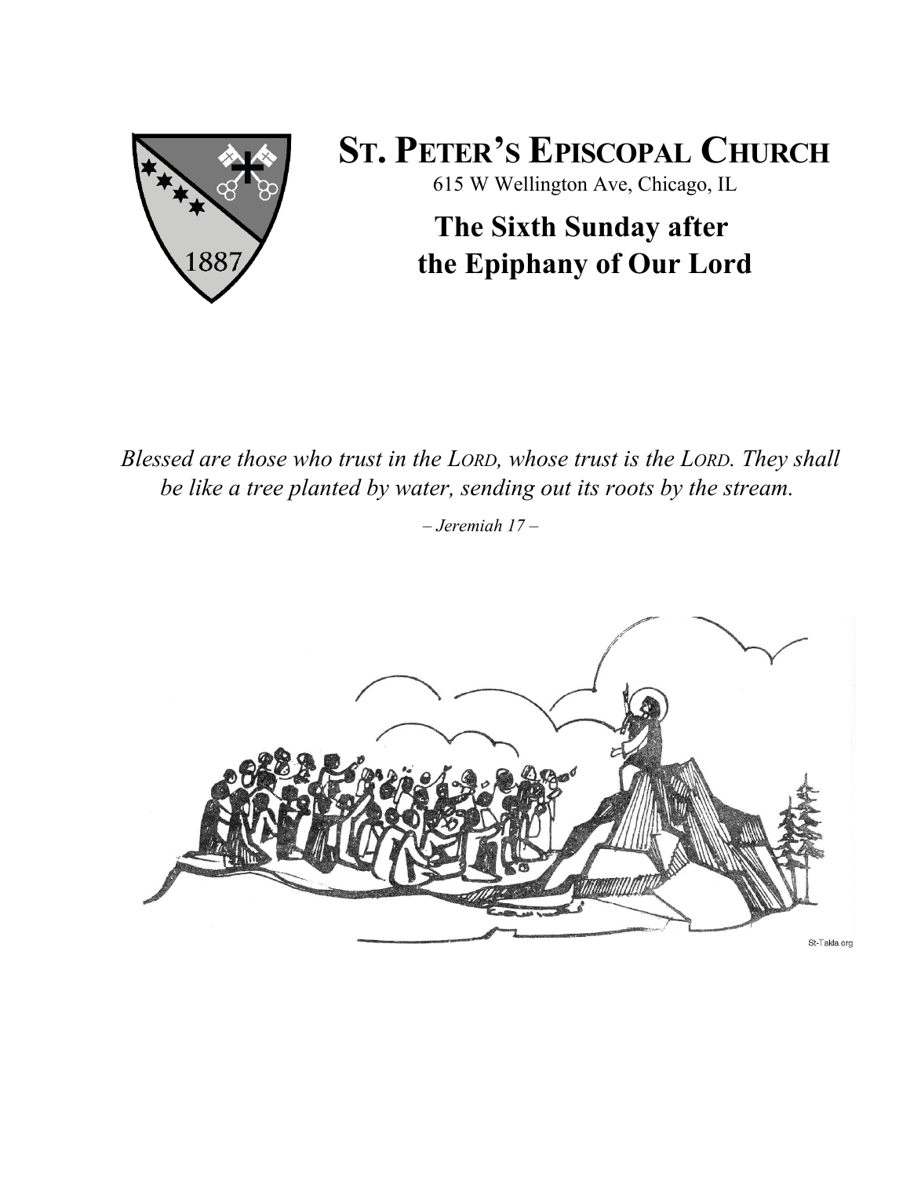# St. Peter's Episcopal Church

615 W Wellington Ave, Chicago, IL

## The Sixth Sunday after the Epiphany of Our Lord

*Blessed are those who trust in the LORD, whose trust is the LORD. They shall be like a tree planted by water, sending out its roots by the stream.*

*– Jeremiah 17 –*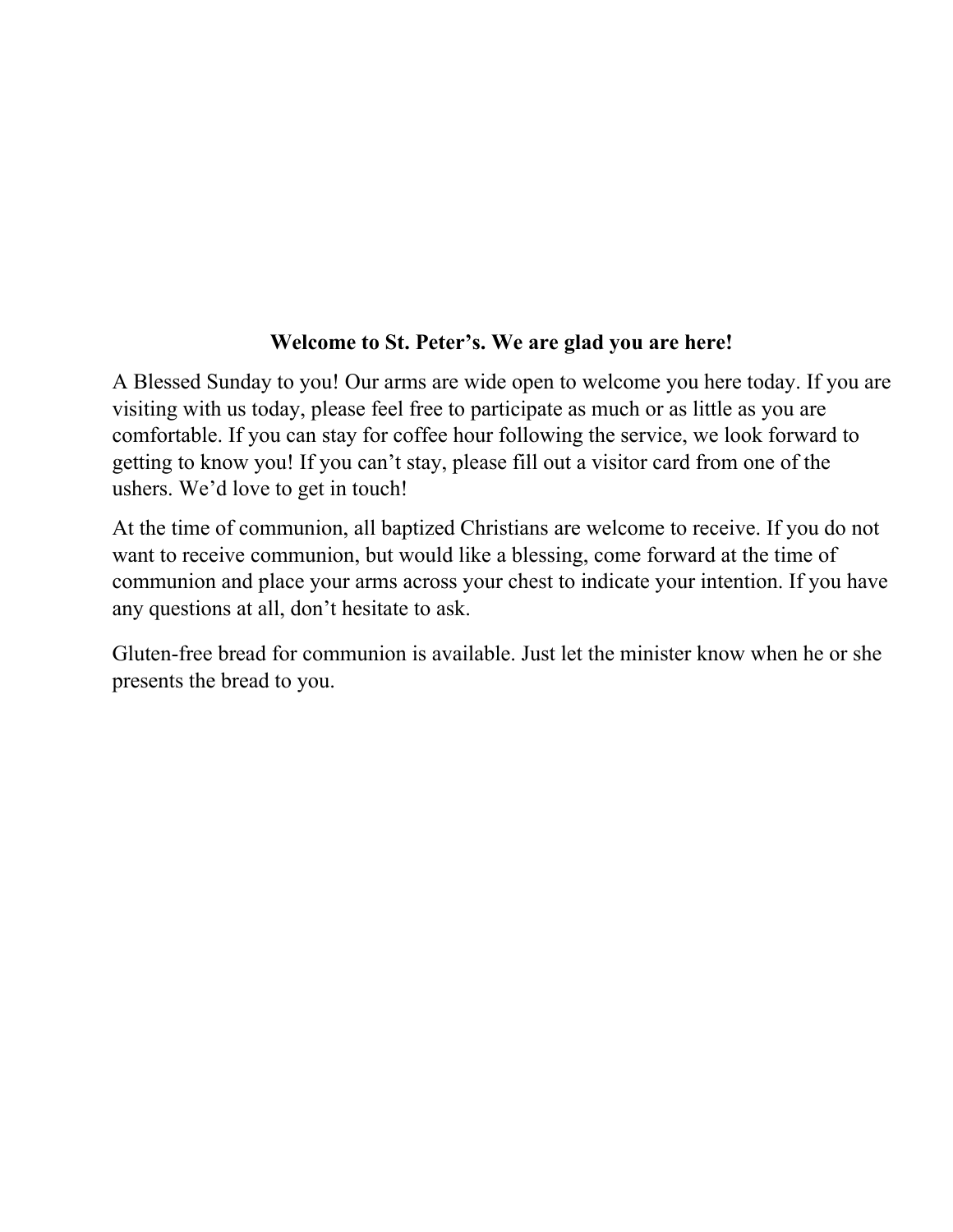**Welcome to St. Peter's. We are glad you are here!**

A Blessed Sunday to you! Our arms are wide open to welcome you here today. If you are visiting with us today, please feel free to participate as much or as little as you are comfortable. If you can stay for coffee hour following the service, we look forward to getting to know you! If you can't stay, please fill out a visitor card from one of the ushers. We'd love to get in touch!

At the time of communion, all baptized Christians are welcome to receive. If you do not want to receive communion, but would like a blessing, come forward at the time of communion and place your arms across your chest to indicate your intention. If you have any questions at all, don't hesitate to ask.

Gluten-free bread for communion is available. Just let the minister know when he or she presents the bread to you.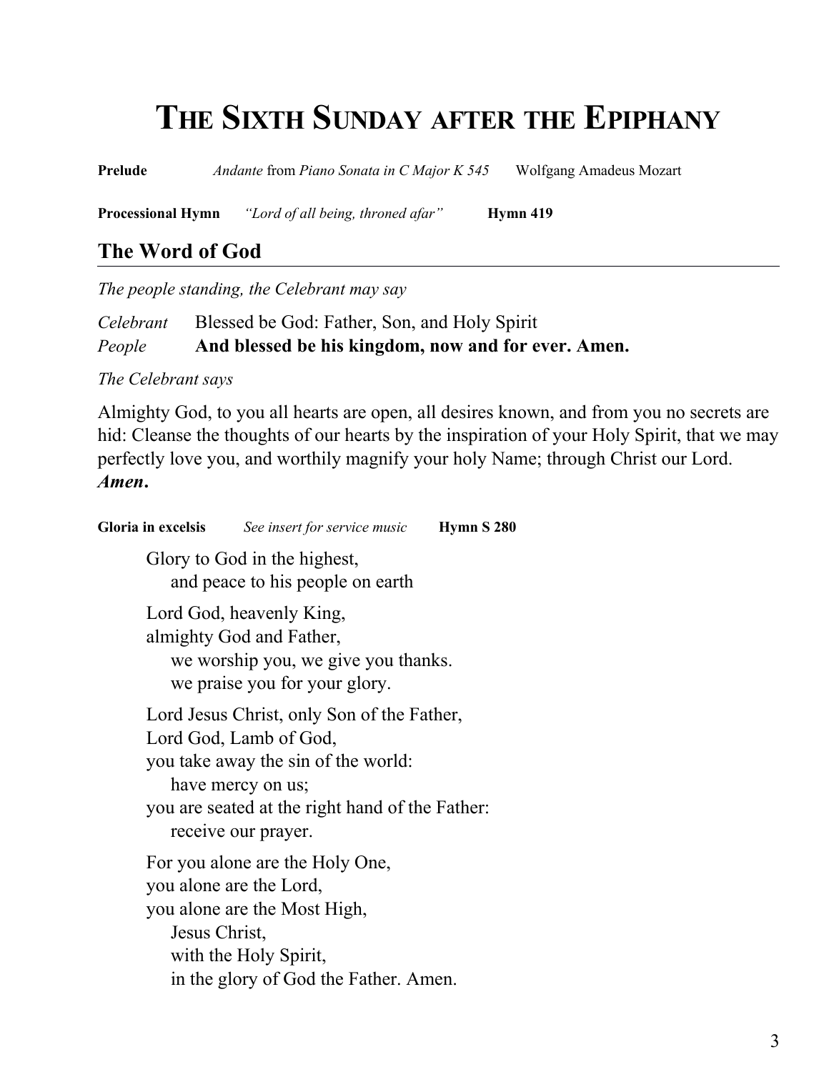# The Sixth Sunday after the Epiphany

**Prelude** *Andante* from *Piano Sonata in C Major K 545* Wolfgang Amadeus Mozart

**Processional Hymn** *"Lord of all being, throned afar"* **Hymn 419**

## The Word of God

*The people standing, the Celebrant may say*

*Celebrant* Blessed be God: Father, Son, and Holy Spirit
*People* **And blessed be his kingdom, now and for ever. Amen.**

*The Celebrant says*

Almighty God, to you all hearts are open, all desires known, and from you no secrets are hid: Cleanse the thoughts of our hearts by the inspiration of your Holy Spirit, that we may perfectly love you, and worthily magnify your holy Name; through Christ our Lord. ***Amen*.**

**Gloria in excelsis** *See insert for service music* **Hymn S 280**

Glory to God in the highest,
and peace to his people on earth

Lord God, heavenly King,
almighty God and Father,
we worship you, we give you thanks.
we praise you for your glory.

Lord Jesus Christ, only Son of the Father,
Lord God, Lamb of God,
you take away the sin of the world:
have mercy on us;
you are seated at the right hand of the Father:
receive our prayer.

For you alone are the Holy One,
you alone are the Lord,
you alone are the Most High,
Jesus Christ,
with the Holy Spirit,
in the glory of God the Father. Amen.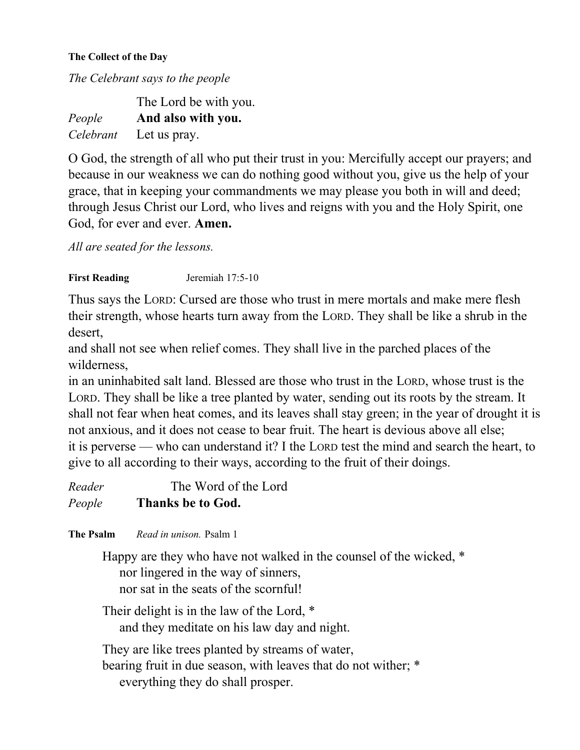**The Collect of the Day**

*The Celebrant says to the people*

The Lord be with you.
*People* **And also with you.**
*Celebrant* Let us pray.

O God, the strength of all who put their trust in you: Mercifully accept our prayers; and because in our weakness we can do nothing good without you, give us the help of your grace, that in keeping your commandments we may please you both in will and deed; through Jesus Christ our Lord, who lives and reigns with you and the Holy Spirit, one God, for ever and ever. **Amen.**

*All are seated for the lessons.*

**First Reading** Jeremiah 17:5-10

Thus says the LORD: Cursed are those who trust in mere mortals and make mere flesh their strength, whose hearts turn away from the LORD. They shall be like a shrub in the desert,
and shall not see when relief comes. They shall live in the parched places of the wilderness,
in an uninhabited salt land. Blessed are those who trust in the LORD, whose trust is the LORD. They shall be like a tree planted by water, sending out its roots by the stream. It shall not fear when heat comes, and its leaves shall stay green; in the year of drought it is not anxious, and it does not cease to bear fruit. The heart is devious above all else;
it is perverse — who can understand it? I the LORD test the mind and search the heart, to give to all according to their ways, according to the fruit of their doings.

*Reader* The Word of the Lord
*People* **Thanks be to God.**

**The Psalm** *Read in unison.* Psalm 1

Happy are they who have not walked in the counsel of the wicked, *
nor lingered in the way of sinners,
nor sat in the seats of the scornful!

Their delight is in the law of the Lord, *
and they meditate on his law day and night.

They are like trees planted by streams of water,
bearing fruit in due season, with leaves that do not wither; *
everything they do shall prosper.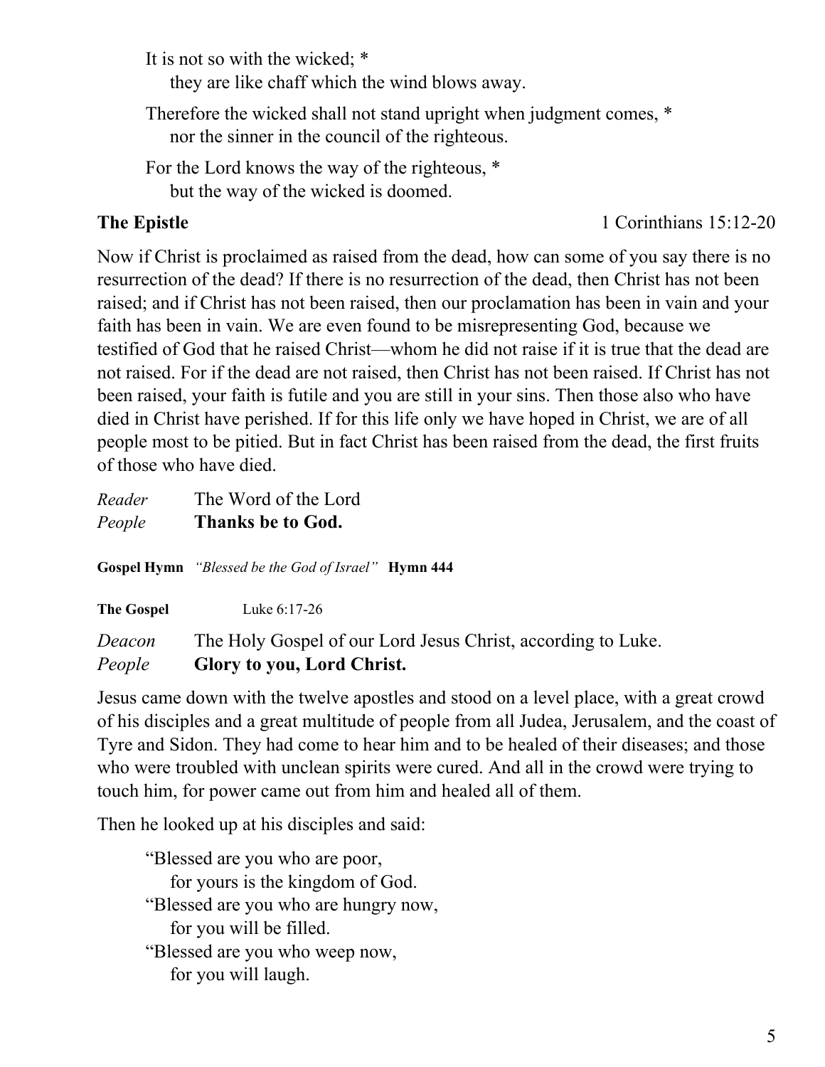It is not so with the wicked; *
  they are like chaff which the wind blows away.

Therefore the wicked shall not stand upright when judgment comes, *
  nor the sinner in the council of the righteous.

For the Lord knows the way of the righteous, *
  but the way of the wicked is doomed.

**The Epistle** 1 Corinthians 15:12-20

Now if Christ is proclaimed as raised from the dead, how can some of you say there is no resurrection of the dead? If there is no resurrection of the dead, then Christ has not been raised; and if Christ has not been raised, then our proclamation has been in vain and your faith has been in vain. We are even found to be misrepresenting God, because we testified of God that he raised Christ—whom he did not raise if it is true that the dead are not raised. For if the dead are not raised, then Christ has not been raised. If Christ has not been raised, your faith is futile and you are still in your sins. Then those also who have died in Christ have perished. If for this life only we have hoped in Christ, we are of all people most to be pitied. But in fact Christ has been raised from the dead, the first fruits of those who have died.

*Reader* The Word of the Lord
*People* **Thanks be to God.**

**Gospel Hymn** *"Blessed be the God of Israel"* **Hymn 444**

**The Gospel** Luke 6:17-26

*Deacon* The Holy Gospel of our Lord Jesus Christ, according to Luke.
*People* **Glory to you, Lord Christ.**

Jesus came down with the twelve apostles and stood on a level place, with a great crowd of his disciples and a great multitude of people from all Judea, Jerusalem, and the coast of Tyre and Sidon. They had come to hear him and to be healed of their diseases; and those who were troubled with unclean spirits were cured. And all in the crowd were trying to touch him, for power came out from him and healed all of them.

Then he looked up at his disciples and said:

"Blessed are you who are poor,
  for yours is the kingdom of God.
"Blessed are you who are hungry now,
  for you will be filled.
"Blessed are you who weep now,
  for you will laugh.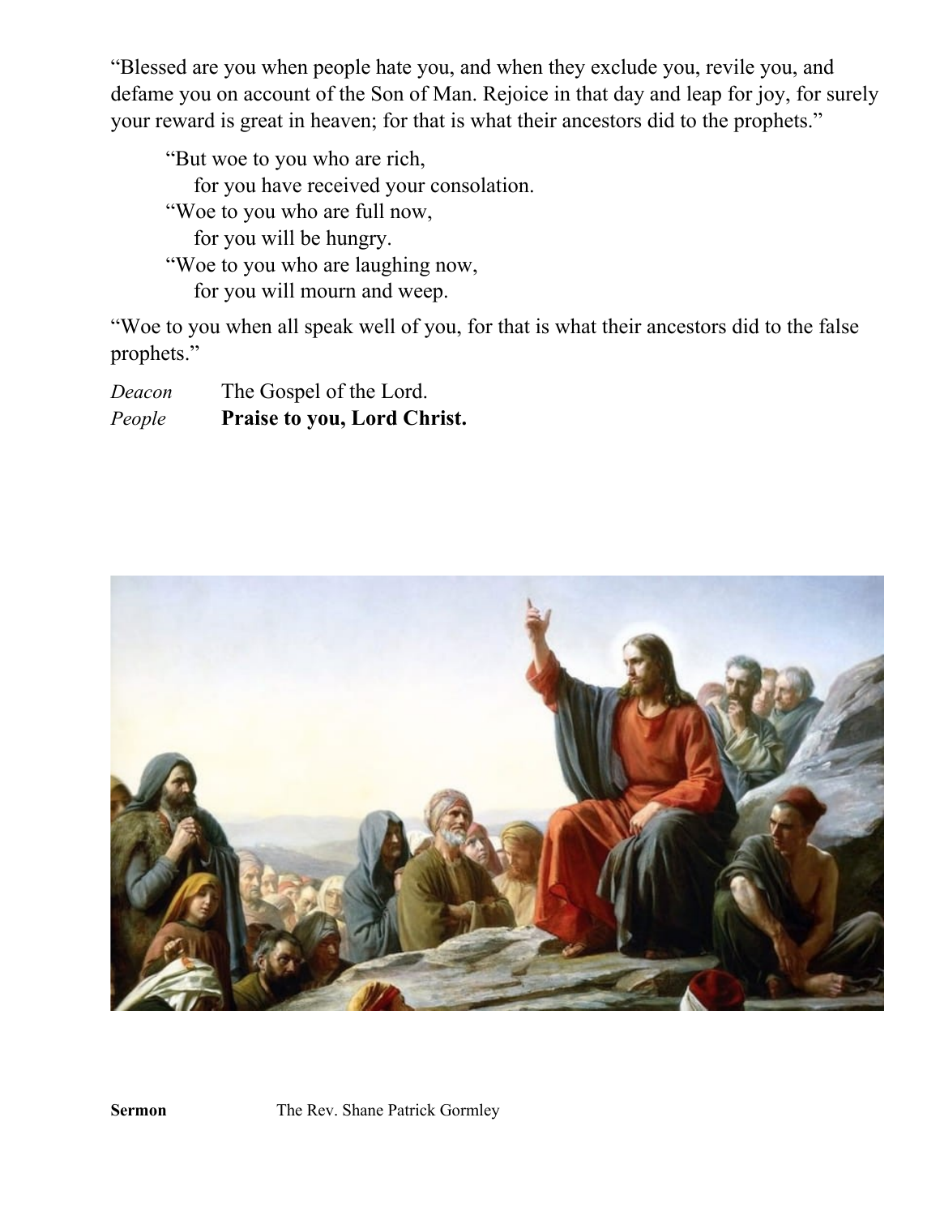"Blessed are you when people hate you, and when they exclude you, revile you, and defame you on account of the Son of Man. Rejoice in that day and leap for joy, for surely your reward is great in heaven; for that is what their ancestors did to the prophets."

> "But woe to you who are rich,
> for you have received your consolation.
> "Woe to you who are full now,
> for you will be hungry.
> "Woe to you who are laughing now,
> for you will mourn and weep.

"Woe to you when all speak well of you, for that is what their ancestors did to the false prophets."

*Deacon* The Gospel of the Lord.
*People* **Praise to you, Lord Christ.**

**Sermon** The Rev. Shane Patrick Gormley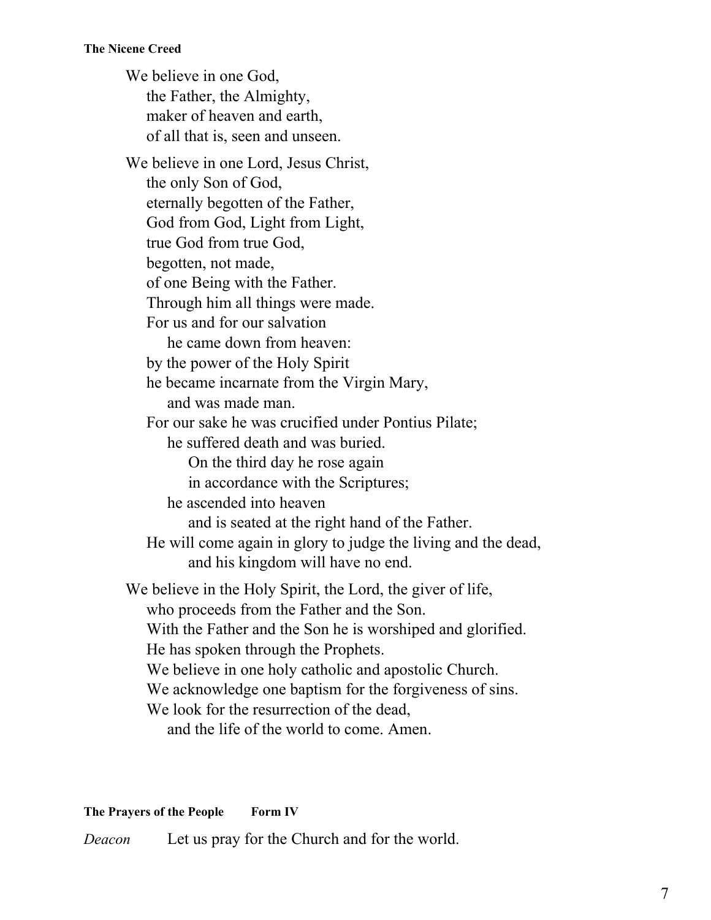**The Nicene Creed**

We believe in one God,
the Father, the Almighty,
maker of heaven and earth,
of all that is, seen and unseen.

We believe in one Lord, Jesus Christ,
the only Son of God,
eternally begotten of the Father,
God from God, Light from Light,
true God from true God,
begotten, not made,
of one Being with the Father.
Through him all things were made.
For us and for our salvation
he came down from heaven:
by the power of the Holy Spirit
he became incarnate from the Virgin Mary,
and was made man.
For our sake he was crucified under Pontius Pilate;
he suffered death and was buried.
On the third day he rose again
in accordance with the Scriptures;
he ascended into heaven
and is seated at the right hand of the Father.
He will come again in glory to judge the living and the dead,
and his kingdom will have no end.

We believe in the Holy Spirit, the Lord, the giver of life,
who proceeds from the Father and the Son.
With the Father and the Son he is worshiped and glorified.
He has spoken through the Prophets.
We believe in one holy catholic and apostolic Church.
We acknowledge one baptism for the forgiveness of sins.
We look for the resurrection of the dead,
and the life of the world to come. Amen.

**The Prayers of the People Form IV**

*Deacon* Let us pray for the Church and for the world.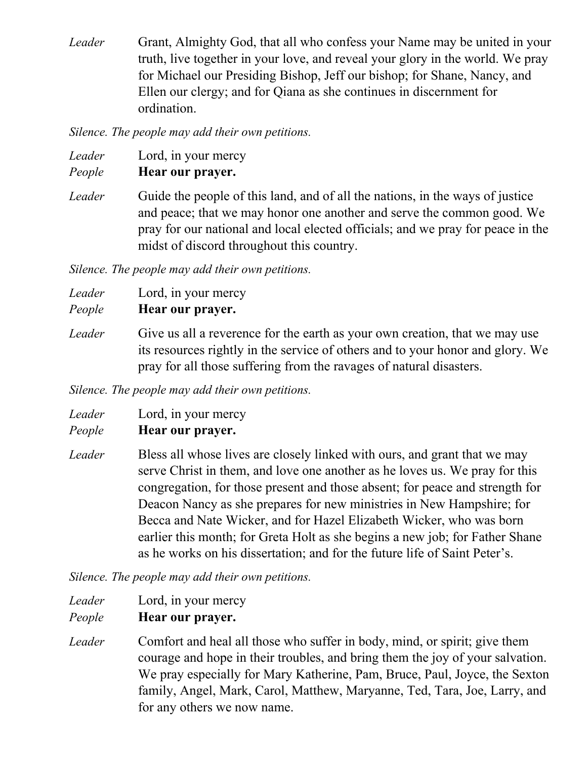*Leader* Grant, Almighty God, that all who confess your Name may be united in your truth, live together in your love, and reveal your glory in the world. We pray for Michael our Presiding Bishop, Jeff our bishop; for Shane, Nancy, and Ellen our clergy; and for Qiana as she continues in discernment for ordination.

*Silence. The people may add their own petitions.*

*Leader* Lord, in your mercy
*People* **Hear our prayer.**

*Leader* Guide the people of this land, and of all the nations, in the ways of justice and peace; that we may honor one another and serve the common good. We pray for our national and local elected officials; and we pray for peace in the midst of discord throughout this country.

*Silence. The people may add their own petitions.*

*Leader* Lord, in your mercy
*People* **Hear our prayer.**

*Leader* Give us all a reverence for the earth as your own creation, that we may use its resources rightly in the service of others and to your honor and glory. We pray for all those suffering from the ravages of natural disasters.

*Silence. The people may add their own petitions.*

*Leader* Lord, in your mercy
*People* **Hear our prayer.**

*Leader* Bless all whose lives are closely linked with ours, and grant that we may serve Christ in them, and love one another as he loves us. We pray for this congregation, for those present and those absent; for peace and strength for Deacon Nancy as she prepares for new ministries in New Hampshire; for Becca and Nate Wicker, and for Hazel Elizabeth Wicker, who was born earlier this month; for Greta Holt as she begins a new job; for Father Shane as he works on his dissertation; and for the future life of Saint Peter's.

*Silence. The people may add their own petitions.*

*Leader* Lord, in your mercy
*People* **Hear our prayer.**

*Leader* Comfort and heal all those who suffer in body, mind, or spirit; give them courage and hope in their troubles, and bring them the joy of your salvation. We pray especially for Mary Katherine, Pam, Bruce, Paul, Joyce, the Sexton family, Angel, Mark, Carol, Matthew, Maryanne, Ted, Tara, Joe, Larry, and for any others we now name.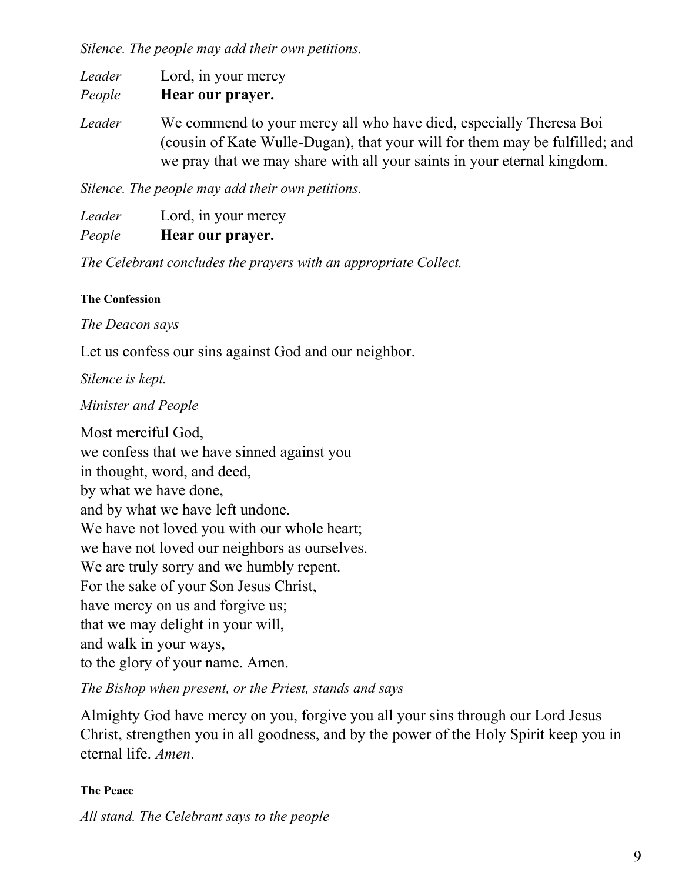*Silence. The people may add their own petitions.*

*Leader* Lord, in your mercy
*People* **Hear our prayer.**

*Leader* We commend to your mercy all who have died, especially Theresa Boi (cousin of Kate Wulle-Dugan), that your will for them may be fulfilled; and we pray that we may share with all your saints in your eternal kingdom.

*Silence. The people may add their own petitions.*

*Leader* Lord, in your mercy
*People* **Hear our prayer.**

*The Celebrant concludes the prayers with an appropriate Collect.*

#### The Confession

*The Deacon says*

Let us confess our sins against God and our neighbor.

*Silence is kept.*

*Minister and People*

Most merciful God,
we confess that we have sinned against you
in thought, word, and deed,
by what we have done,
and by what we have left undone.
We have not loved you with our whole heart;
we have not loved our neighbors as ourselves.
We are truly sorry and we humbly repent.
For the sake of your Son Jesus Christ,
have mercy on us and forgive us;
that we may delight in your will,
and walk in your ways,
to the glory of your name. Amen.

*The Bishop when present, or the Priest, stands and says*

Almighty God have mercy on you, forgive you all your sins through our Lord Jesus Christ, strengthen you in all goodness, and by the power of the Holy Spirit keep you in eternal life. *Amen*.

#### The Peace

*All stand. The Celebrant says to the people*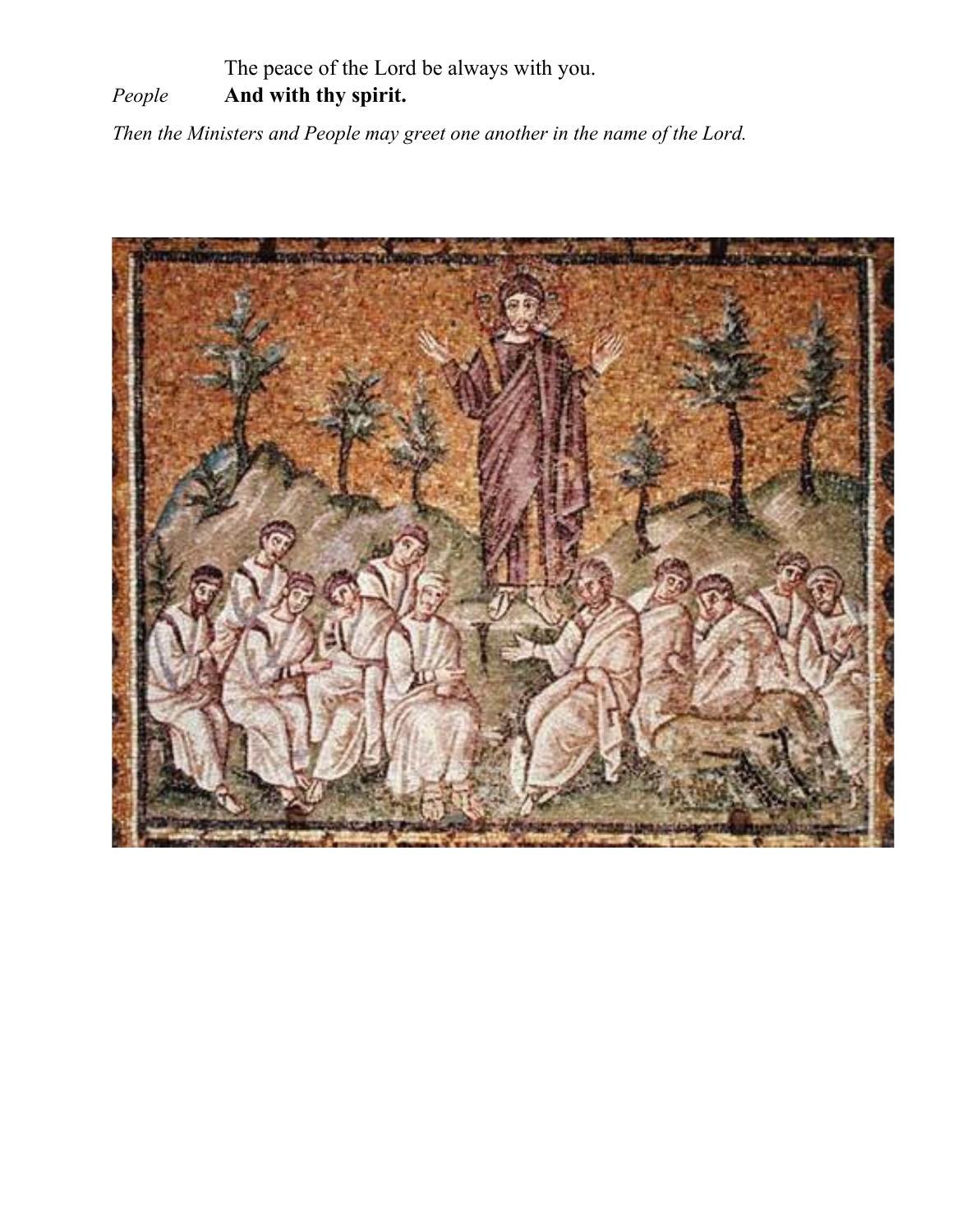The peace of the Lord be always with you.

*People* **And with thy spirit.**

*Then the Ministers and People may greet one another in the name of the Lord.*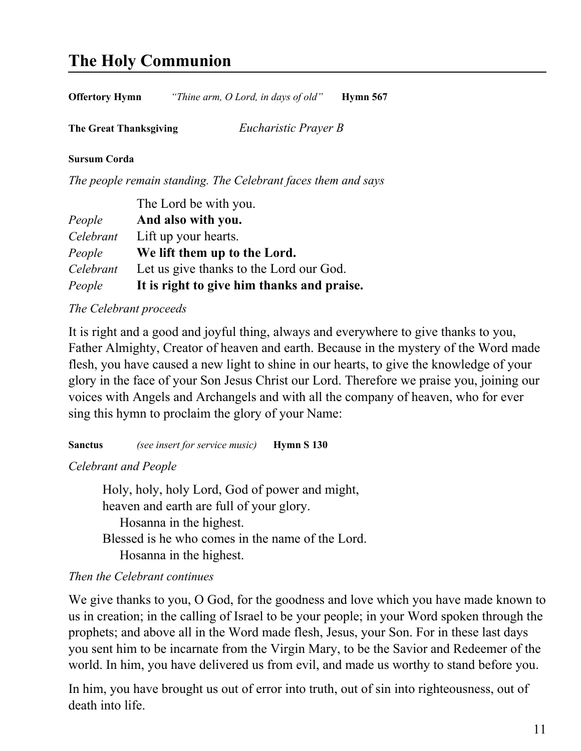# The Holy Communion

**Offertory Hymn** *"Thine arm, O Lord, in days of old"* **Hymn 567**

**The Great Thanksgiving** *Eucharistic Prayer B*

**Sursum Corda**

*The people remain standing. The Celebrant faces them and says*

The Lord be with you.
*People* **And also with you.**
*Celebrant* Lift up your hearts.
*People* **We lift them up to the Lord.**
*Celebrant* Let us give thanks to the Lord our God.
*People* **It is right to give him thanks and praise.**

*The Celebrant proceeds*

It is right and a good and joyful thing, always and everywhere to give thanks to you, Father Almighty, Creator of heaven and earth. Because in the mystery of the Word made flesh, you have caused a new light to shine in our hearts, to give the knowledge of your glory in the face of your Son Jesus Christ our Lord. Therefore we praise you, joining our voices with Angels and Archangels and with all the company of heaven, who for ever sing this hymn to proclaim the glory of your Name:

**Sanctus** *(see insert for service music)* **Hymn S 130**

*Celebrant and People*

Holy, holy, holy Lord, God of power and might,
heaven and earth are full of your glory.
Hosanna in the highest.
Blessed is he who comes in the name of the Lord.
Hosanna in the highest.

*Then the Celebrant continues*

We give thanks to you, O God, for the goodness and love which you have made known to us in creation; in the calling of Israel to be your people; in your Word spoken through the prophets; and above all in the Word made flesh, Jesus, your Son. For in these last days you sent him to be incarnate from the Virgin Mary, to be the Savior and Redeemer of the world. In him, you have delivered us from evil, and made us worthy to stand before you.

In him, you have brought us out of error into truth, out of sin into righteousness, out of death into life.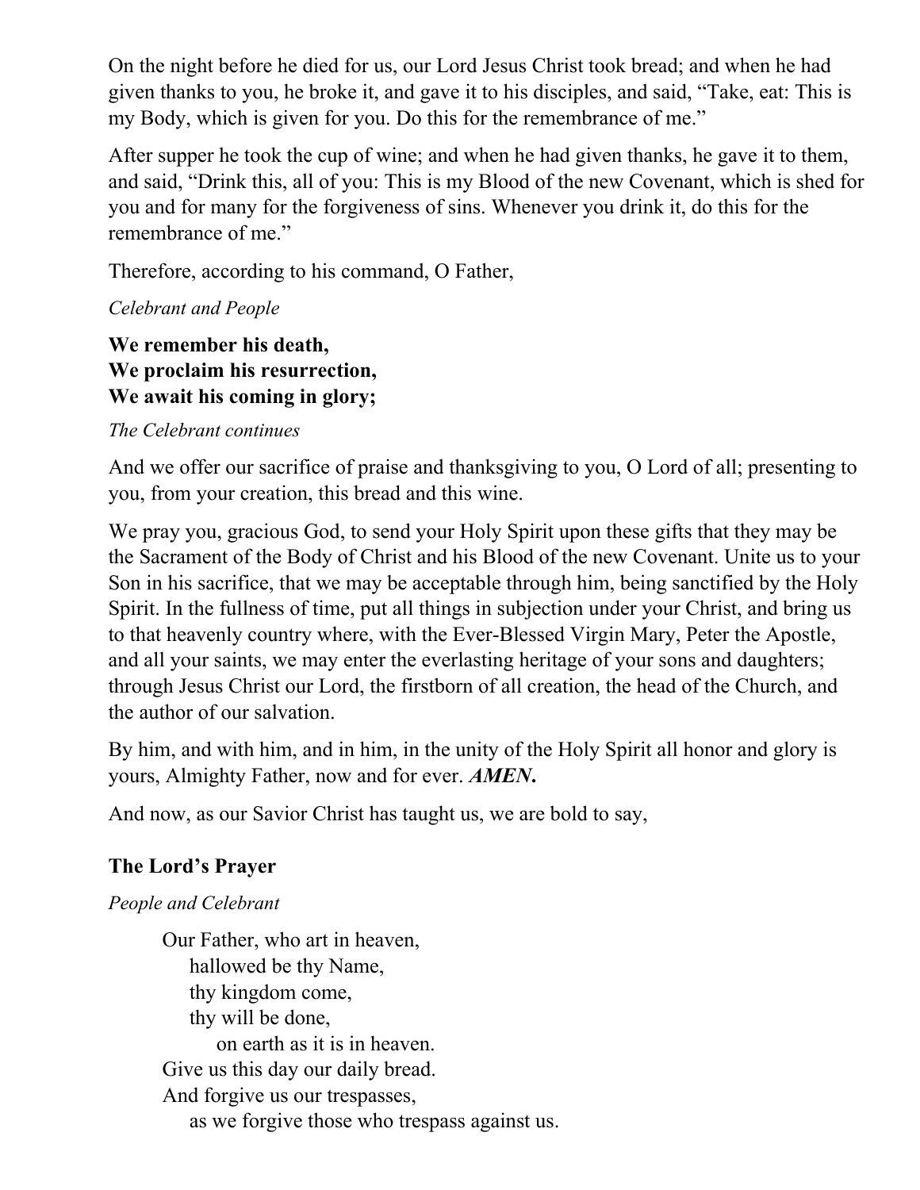On the night before he died for us, our Lord Jesus Christ took bread; and when he had given thanks to you, he broke it, and gave it to his disciples, and said, "Take, eat: This is my Body, which is given for you. Do this for the remembrance of me."

After supper he took the cup of wine; and when he had given thanks, he gave it to them, and said, "Drink this, all of you: This is my Blood of the new Covenant, which is shed for you and for many for the forgiveness of sins. Whenever you drink it, do this for the remembrance of me."

Therefore, according to his command, O Father,

*Celebrant and People*

**We remember his death,**
**We proclaim his resurrection,**
**We await his coming in glory;**

*The Celebrant continues*

And we offer our sacrifice of praise and thanksgiving to you, O Lord of all; presenting to you, from your creation, this bread and this wine.

We pray you, gracious God, to send your Holy Spirit upon these gifts that they may be the Sacrament of the Body of Christ and his Blood of the new Covenant. Unite us to your Son in his sacrifice, that we may be acceptable through him, being sanctified by the Holy Spirit. In the fullness of time, put all things in subjection under your Christ, and bring us to that heavenly country where, with the Ever-Blessed Virgin Mary, Peter the Apostle, and all your saints, we may enter the everlasting heritage of your sons and daughters; through Jesus Christ our Lord, the firstborn of all creation, the head of the Church, and the author of our salvation.

By him, and with him, and in him, in the unity of the Holy Spirit all honor and glory is yours, Almighty Father, now and for ever. ***AMEN.***

And now, as our Savior Christ has taught us, we are bold to say,

### The Lord's Prayer

*People and Celebrant*

Our Father, who art in heaven,
hallowed be thy Name,
thy kingdom come,
thy will be done,
on earth as it is in heaven.
Give us this day our daily bread.
And forgive us our trespasses,
as we forgive those who trespass against us.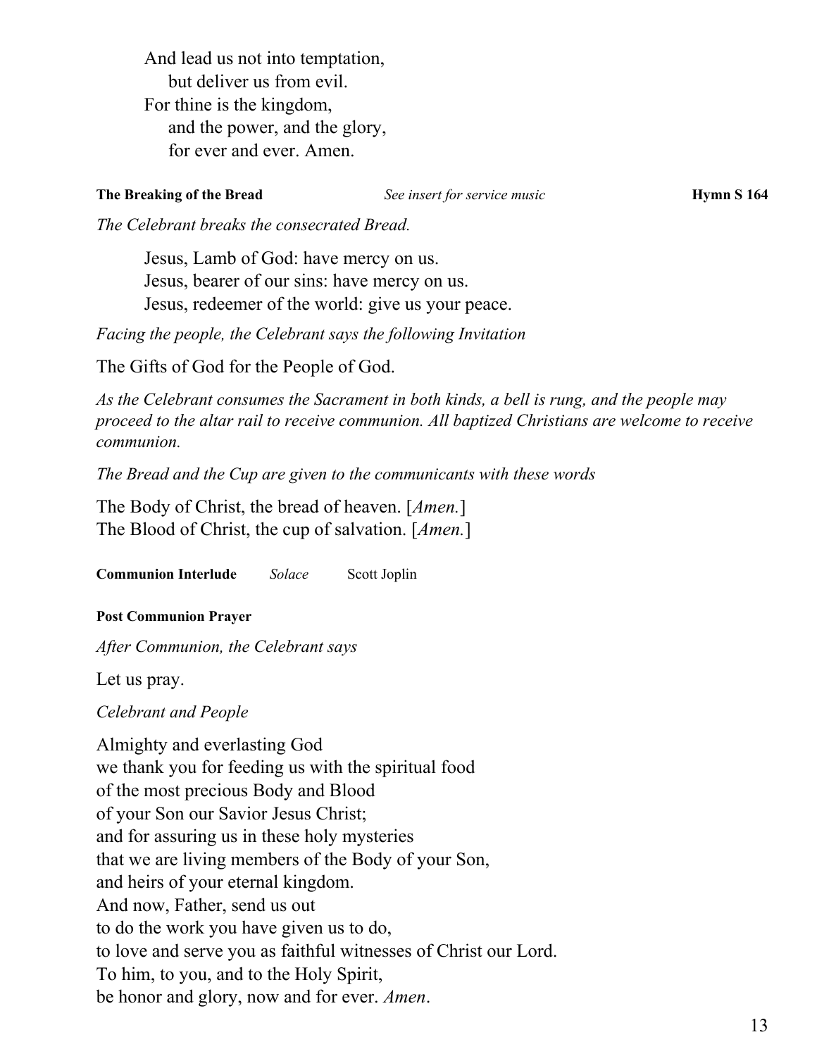And lead us not into temptation,
  but deliver us from evil.
For thine is the kingdom,
  and the power, and the glory,
  for ever and ever. Amen.

**The Breaking of the Bread** *See insert for service music* **Hymn S 164**

*The Celebrant breaks the consecrated Bread.*

Jesus, Lamb of God: have mercy on us.
Jesus, bearer of our sins: have mercy on us.
Jesus, redeemer of the world: give us your peace.

*Facing the people, the Celebrant says the following Invitation*

The Gifts of God for the People of God.

*As the Celebrant consumes the Sacrament in both kinds, a bell is rung, and the people may proceed to the altar rail to receive communion. All baptized Christians are welcome to receive communion.*

*The Bread and the Cup are given to the communicants with these words*

The Body of Christ, the bread of heaven. [*Amen.*]
The Blood of Christ, the cup of salvation. [*Amen.*]

**Communion Interlude** *Solace* Scott Joplin

**Post Communion Prayer**

*After Communion, the Celebrant says*

Let us pray.

*Celebrant and People*

Almighty and everlasting God
we thank you for feeding us with the spiritual food
of the most precious Body and Blood
of your Son our Savior Jesus Christ;
and for assuring us in these holy mysteries
that we are living members of the Body of your Son,
and heirs of your eternal kingdom.
And now, Father, send us out
to do the work you have given us to do,
to love and serve you as faithful witnesses of Christ our Lord.
To him, to you, and to the Holy Spirit,
be honor and glory, now and for ever. *Amen*.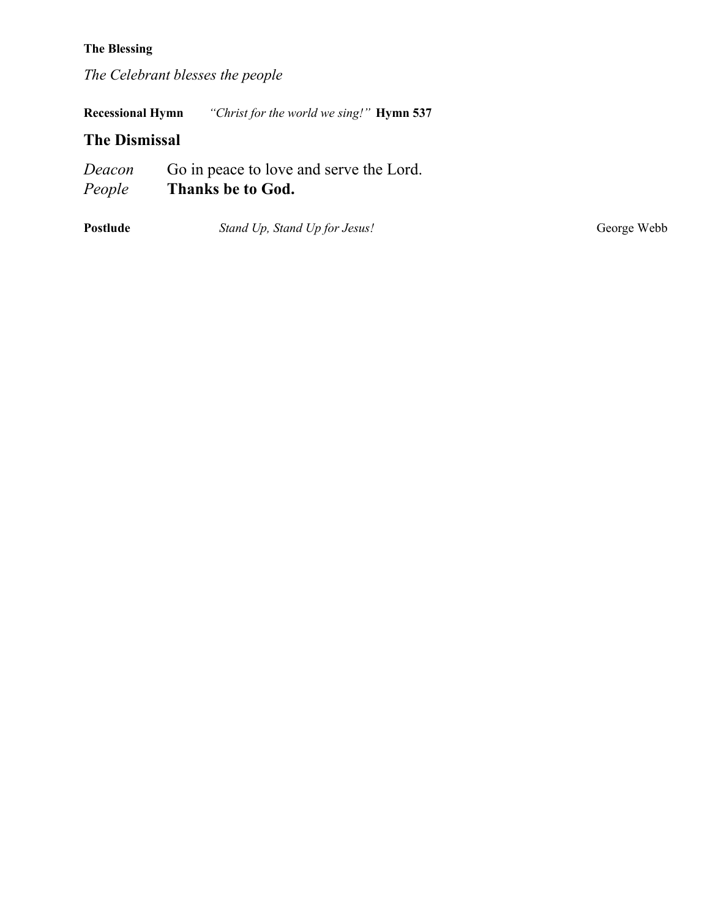**The Blessing**

*The Celebrant blesses the people*

**Recessional Hymn** *"Christ for the world we sing!"* **Hymn 537**

## The Dismissal

*Deacon* Go in peace to love and serve the Lord.
*People* **Thanks be to God.**

**Postlude** *Stand Up, Stand Up for Jesus!* George Webb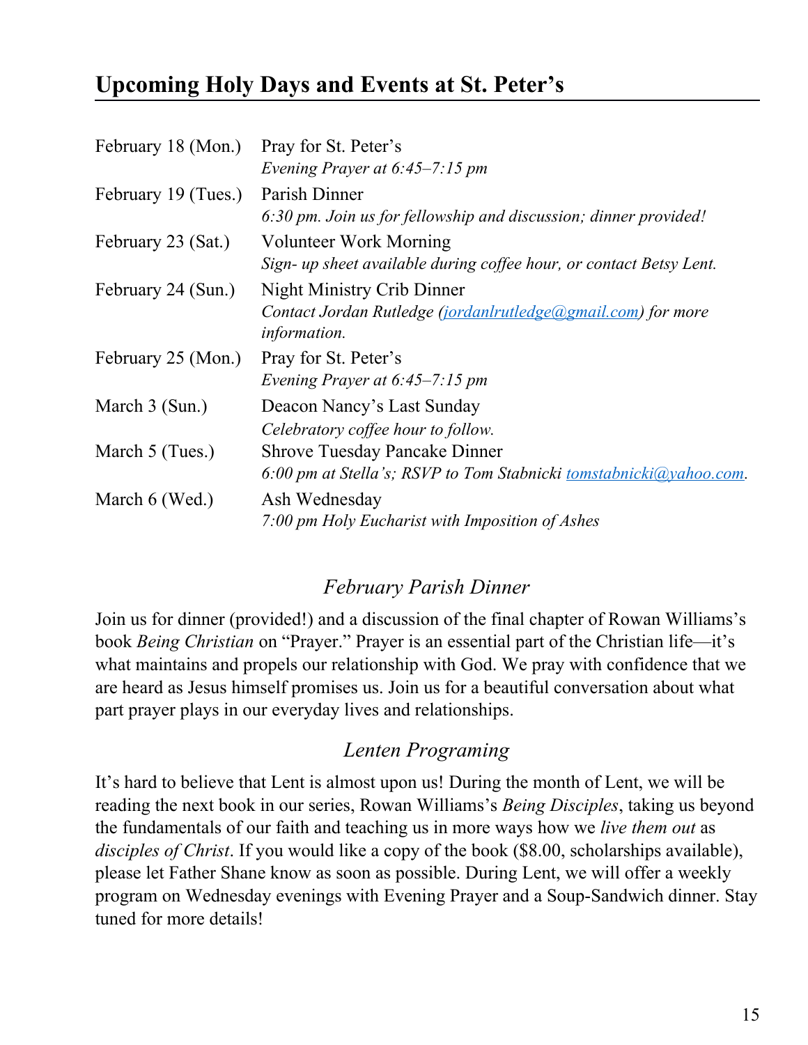## Upcoming Holy Days and Events at St. Peter's

| | |
|---|---|
| February 18 (Mon.) | Pray for St. Peter's<br>*Evening Prayer at 6:45–7:15 pm* |
| February 19 (Tues.) | Parish Dinner<br>*6:30 pm. Join us for fellowship and discussion; dinner provided!* |
| February 23 (Sat.) | Volunteer Work Morning<br>*Sign- up sheet available during coffee hour, or contact Betsy Lent.* |
| February 24 (Sun.) | Night Ministry Crib Dinner<br>*Contact Jordan Rutledge (jordanlrutledge@gmail.com) for more information.* |
| February 25 (Mon.) | Pray for St. Peter's<br>*Evening Prayer at 6:45–7:15 pm* |
| March 3 (Sun.) | Deacon Nancy's Last Sunday<br>*Celebratory coffee hour to follow.* |
| March 5 (Tues.) | Shrove Tuesday Pancake Dinner<br>*6:00 pm at Stella's; RSVP to Tom Stabnicki tomstabnicki@yahoo.com.* |
| March 6 (Wed.) | Ash Wednesday<br>*7:00 pm Holy Eucharist with Imposition of Ashes* |

### *February Parish Dinner*

Join us for dinner (provided!) and a discussion of the final chapter of Rowan Williams's book *Being Christian* on "Prayer." Prayer is an essential part of the Christian life—it's what maintains and propels our relationship with God. We pray with confidence that we are heard as Jesus himself promises us. Join us for a beautiful conversation about what part prayer plays in our everyday lives and relationships.

### *Lenten Programing*

It's hard to believe that Lent is almost upon us! During the month of Lent, we will be reading the next book in our series, Rowan Williams's *Being Disciples*, taking us beyond the fundamentals of our faith and teaching us in more ways how we *live them out* as *disciples of Christ*. If you would like a copy of the book ($8.00, scholarships available), please let Father Shane know as soon as possible. During Lent, we will offer a weekly program on Wednesday evenings with Evening Prayer and a Soup-Sandwich dinner. Stay tuned for more details!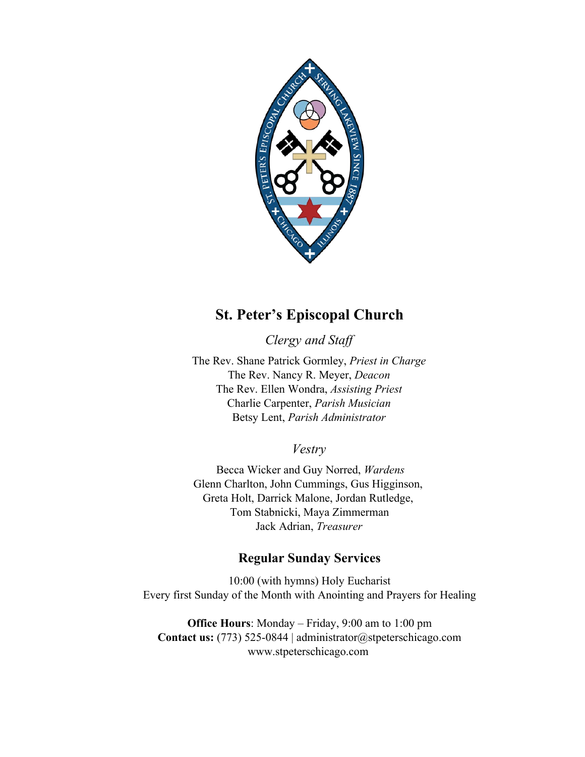# St. Peter's Episcopal Church

*Clergy and Staff*

The Rev. Shane Patrick Gormley, *Priest in Charge*
The Rev. Nancy R. Meyer, *Deacon*
The Rev. Ellen Wondra, *Assisting Priest*
Charlie Carpenter, *Parish Musician*
Betsy Lent, *Parish Administrator*

*Vestry*

Becca Wicker and Guy Norred, *Wardens*
Glenn Charlton, John Cummings, Gus Higginson,
Greta Holt, Darrick Malone, Jordan Rutledge,
Tom Stabnicki, Maya Zimmerman
Jack Adrian, *Treasurer*

## Regular Sunday Services

10:00 (with hymns) Holy Eucharist
Every first Sunday of the Month with Anointing and Prayers for Healing

**Office Hours**: Monday – Friday, 9:00 am to 1:00 pm
**Contact us:** (773) 525-0844 | administrator@stpeterschicago.com
www.stpeterschicago.com